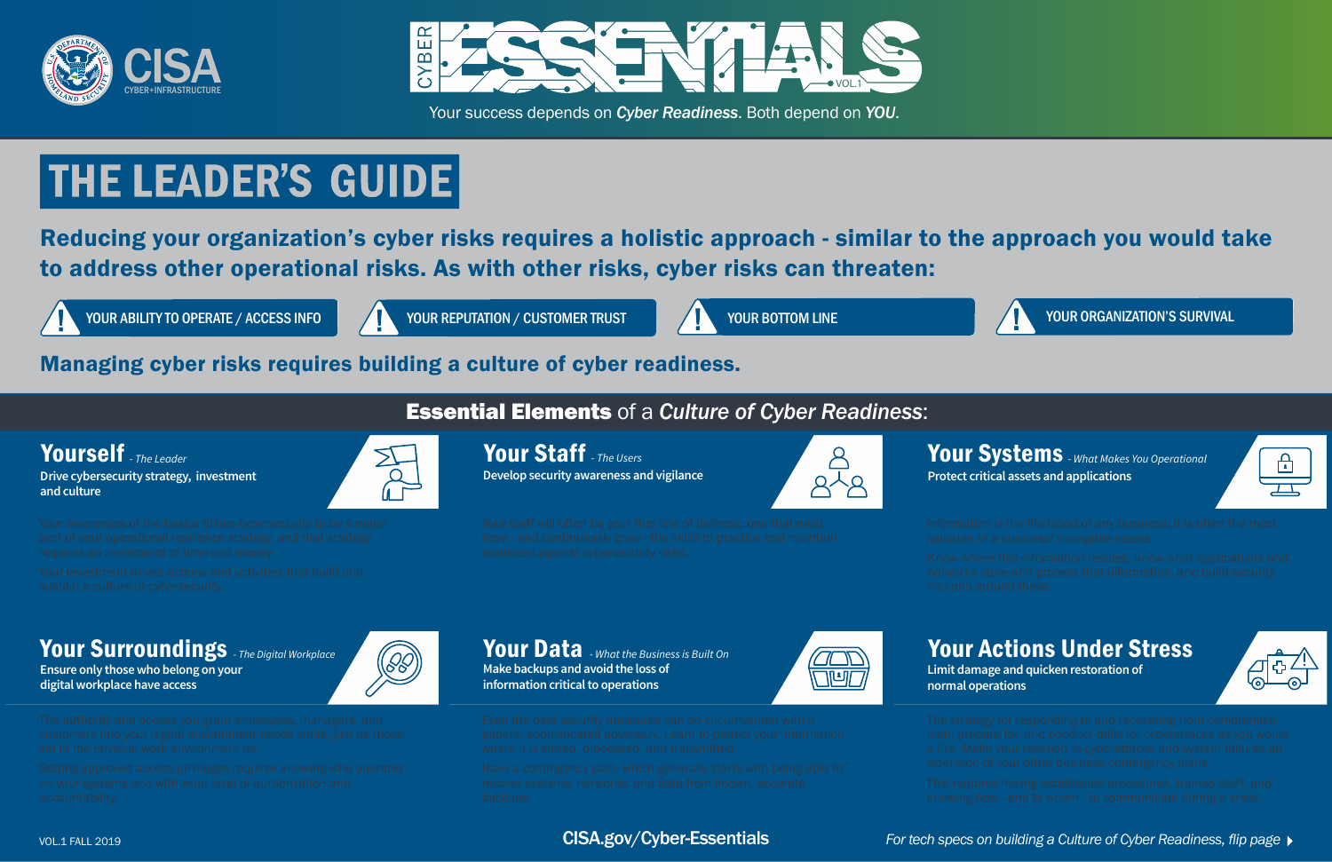CISA
CYBER+INFRASTRUCTURE

# CYBER ESSENTIALS VOL.1

Your success depends on *Cyber Readiness*. Both depend on *YOU*.

# THE LEADER'S GUIDE

**Reducing your organization's cyber risks requires a holistic approach - similar to the approach you would take to address other operational risks. As with other risks, cyber risks can threaten:**

- YOUR ABILITY TO OPERATE / ACCESS INFO
- YOUR REPUTATION / CUSTOMER TRUST
- YOUR BOTTOM LINE
- YOUR ORGANIZATION'S SURVIVAL

**Managing cyber risks requires building a culture of cyber readiness.**

## Essential Elements of a *Culture of Cyber Readiness*:

### Yourself - *The Leader*

Drive cybersecurity strategy, investment and culture

Your awareness of the basics drives cybersecurity to be a major part of your operational resilience strategy, and that strategy requires an investment of time and money.

Your investment drives actions and activities that build and sustain a culture of cybersecurity.

### Your Staff - *The Users*

Develop security awareness and vigilance

Your staff will often be your first line of defense, one that must have - and continuously grow - the skills to practice and maintain readiness against cybersecurity risks.

### Your Systems - *What Makes You Operational*

Protect critical assets and applications

Information is the life-blood of any business; it is often the most valuable of a business' intangible assets.

Know where this information resides, know what applications and networks store and process that information, and build security into and around those.

### Your Surroundings - *The Digital Workplace*

Ensure only those who belong on your digital workplace have access

The authority and access you grant employees, managers, and customers into your digital environment needs limits, just as those set in the physical work environment do.

Setting approved access privileges requires knowing who operates on your systems and with what level of authorization and accountability.

### Your Data - *What the Business is Built On*

Make backups and avoid the loss of information critical to operations

Even the best security measures can be circumvented with a patient, sophisticated adversary. Learn to protect your information where it is stored, processed, and transmitted.

Have a contingency plan, which generally starts with being able to recover systems, networks, and data from known, accurate backups.

### Your Actions Under Stress

Limit damage and quicken restoration of normal operations

The strategy for responding to and recovering from compromise: plan, prepare for, and conduct drills for cyberattacks as you would a fire. Make your reaction to cyberattacks and system failures an extension of your other business contingency plans.

This requires having established procedures, trained staff, and knowing how - and to whom - to communicate during a crisis.

VOL.1 FALL 2019

CISA.gov/Cyber-Essentials

*For tech specs on building a Culture of Cyber Readiness, flip page*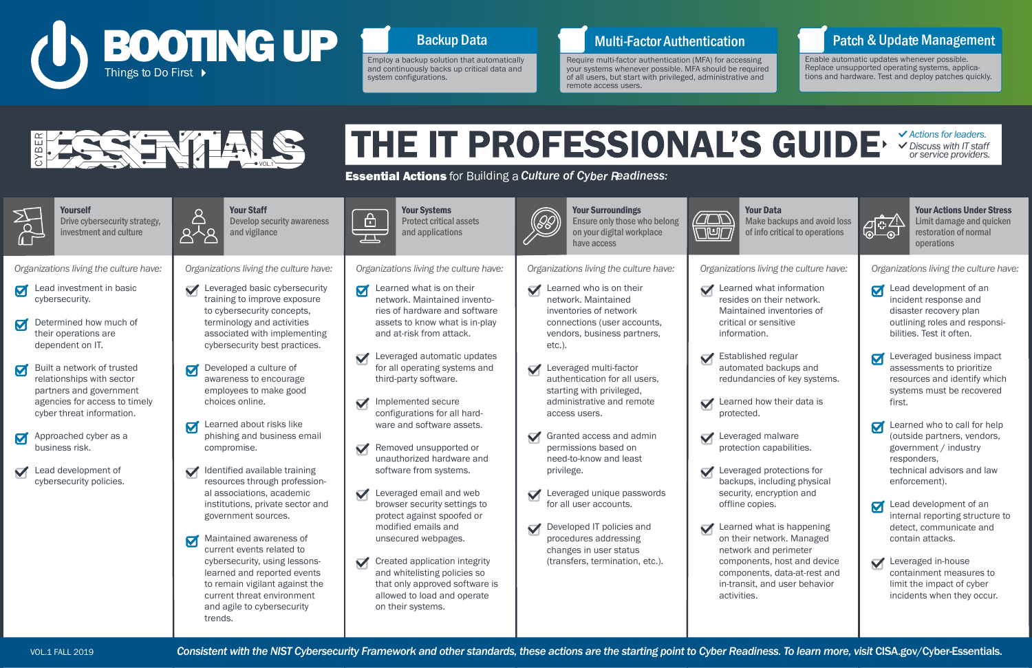# BOOTING UP

Things to Do First

## Backup Data

Employ a backup solution that automatically and continuously backs up critical data and system configurations.

## Multi-Factor Authentication

Require multi-factor authentication (MFA) for accessing your systems whenever possible. MFA should be required of all users, but start with privileged, administrative and remote access users.

## Patch & Update Management

Enable automatic updates whenever possible. Replace unsupported operating systems, applications and hardware. Test and deploy patches quickly.

# CYBER ESSENTIALS

VOL.I

# THE IT PROFESSIONAL'S GUIDE

- *Actions for leaders.*
- *Discuss with IT staff or service providers.*

**Essential Actions** for Building a ***Culture of Cyber Readiness:***

### Yourself

Drive cybersecurity strategy, investment and culture

*Organizations living the culture have:*

- Lead investment in basic cybersecurity.
- Determined how much of their operations are dependent on IT.
- Built a network of trusted relationships with sector partners and government agencies for access to timely cyber threat information.
- Approached cyber as a business risk.
- Lead development of cybersecurity policies.

### Your Staff

Develop security awareness and vigilance

*Organizations living the culture have:*

- Leveraged basic cybersecurity training to improve exposure to cybersecurity concepts, terminology and activities associated with implementing cybersecurity best practices.
- Developed a culture of awareness to encourage employees to make good choices online.
- Learned about risks like phishing and business email compromise.
- Identified available training resources through professional associations, academic institutions, private sector and government sources.
- Maintained awareness of current events related to cybersecurity, using lessons-learned and reported events to remain vigilant against the current threat environment and agile to cybersecurity trends.

### Your Systems

Protect critical assets and applications

*Organizations living the culture have:*

- Learned what is on their network. Maintained inventories of hardware and software assets to know what is in-play and at-risk from attack.
- Leveraged automatic updates for all operating systems and third-party software.
- Implemented secure configurations for all hardware and software assets.
- Removed unsupported or unauthorized hardware and software from systems.
- Leveraged email and web browser security settings to protect against spoofed or modified emails and unsecured webpages.
- Created application integrity and whitelisting policies so that only approved software is allowed to load and operate on their systems.

### Your Surroundings

Ensure only those who belong on your digital workplace have access

*Organizations living the culture have:*

- Learned who is on their network. Maintained inventories of network connections (user accounts, vendors, business partners, etc.).
- Leveraged multi-factor authentication for all users, starting with privileged, administrative and remote access users.
- Granted access and admin permissions based on need-to-know and least privilege.
- Leveraged unique passwords for all user accounts.
- Developed IT policies and procedures addressing changes in user status (transfers, termination, etc.).

### Your Data

Make backups and avoid loss of info critical to operations

*Organizations living the culture have:*

- Learned what information resides on their network. Maintained inventories of critical or sensitive information.
- Established regular automated backups and redundancies of key systems.
- Learned how their data is protected.
- Leveraged malware protection capabilities.
- Leveraged protections for backups, including physical security, encryption and offline copies.
- Learned what is happening on their network. Managed network and perimeter components, host and device components, data-at-rest and in-transit, and user behavior activities.

### Your Actions Under Stress

Limit damage and quicken restoration of normal operations

*Organizations living the culture have:*

- Lead development of an incident response and disaster recovery plan outlining roles and responsibilities. Test it often.
- Leveraged business impact assessments to prioritize resources and identify which systems must be recovered first.
- Learned who to call for help (outside partners, vendors, government / industry responders, technical advisors and law enforcement).
- Lead development of an internal reporting structure to detect, communicate and contain attacks.
- Leveraged in-house containment measures to limit the impact of cyber incidents when they occur.

VOL.1 FALL 2019

*Consistent with the NIST Cybersecurity Framework and other standards, these actions are the starting point to Cyber Readiness. To learn more, visit CISA.gov/Cyber-Essentials.*